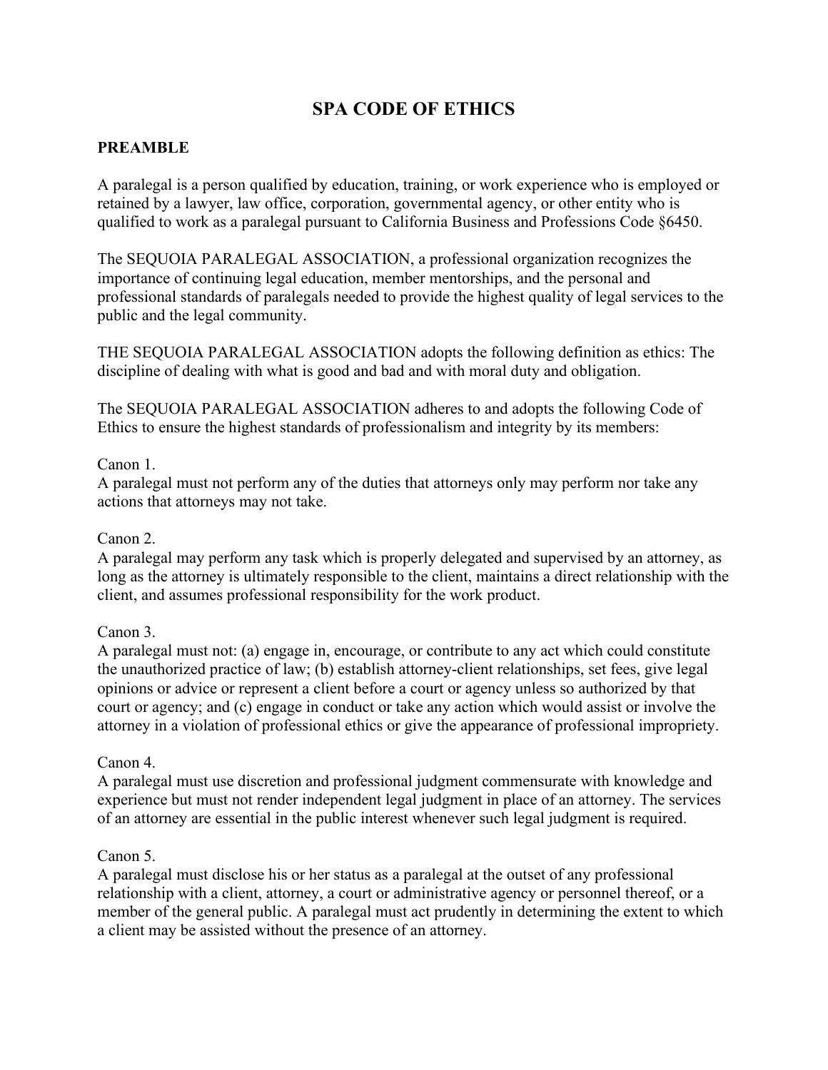# SPA CODE OF ETHICS

## PREAMBLE

A paralegal is a person qualified by education, training, or work experience who is employed or retained by a lawyer, law office, corporation, governmental agency, or other entity who is qualified to work as a paralegal pursuant to California Business and Professions Code §6450.

The SEQUOIA PARALEGAL ASSOCIATION, a professional organization recognizes the importance of continuing legal education, member mentorships, and the personal and professional standards of paralegals needed to provide the highest quality of legal services to the public and the legal community.

THE SEQUOIA PARALEGAL ASSOCIATION adopts the following definition as ethics: The discipline of dealing with what is good and bad and with moral duty and obligation.

The SEQUOIA PARALEGAL ASSOCIATION adheres to and adopts the following Code of Ethics to ensure the highest standards of professionalism and integrity by its members:

Canon 1.
A paralegal must not perform any of the duties that attorneys only may perform nor take any actions that attorneys may not take.

Canon 2.
A paralegal may perform any task which is properly delegated and supervised by an attorney, as long as the attorney is ultimately responsible to the client, maintains a direct relationship with the client, and assumes professional responsibility for the work product.

Canon 3.
A paralegal must not: (a) engage in, encourage, or contribute to any act which could constitute the unauthorized practice of law; (b) establish attorney-client relationships, set fees, give legal opinions or advice or represent a client before a court or agency unless so authorized by that court or agency; and (c) engage in conduct or take any action which would assist or involve the attorney in a violation of professional ethics or give the appearance of professional impropriety.

Canon 4.
A paralegal must use discretion and professional judgment commensurate with knowledge and experience but must not render independent legal judgment in place of an attorney. The services of an attorney are essential in the public interest whenever such legal judgment is required.

Canon 5.
A paralegal must disclose his or her status as a paralegal at the outset of any professional relationship with a client, attorney, a court or administrative agency or personnel thereof, or a member of the general public. A paralegal must act prudently in determining the extent to which a client may be assisted without the presence of an attorney.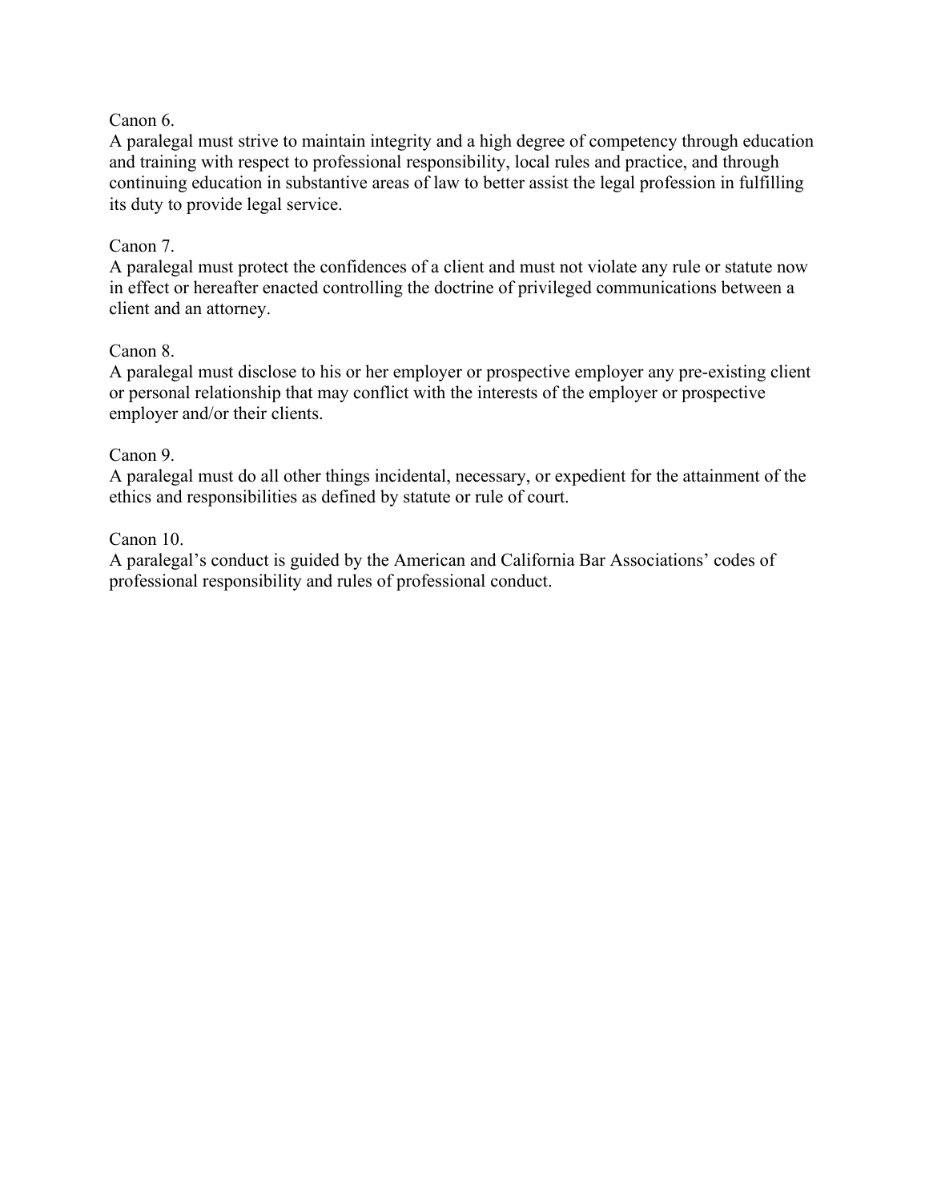Canon 6.

A paralegal must strive to maintain integrity and a high degree of competency through education and training with respect to professional responsibility, local rules and practice, and through continuing education in substantive areas of law to better assist the legal profession in fulfilling its duty to provide legal service.

Canon 7.

A paralegal must protect the confidences of a client and must not violate any rule or statute now in effect or hereafter enacted controlling the doctrine of privileged communications between a client and an attorney.

Canon 8.

A paralegal must disclose to his or her employer or prospective employer any pre-existing client or personal relationship that may conflict with the interests of the employer or prospective employer and/or their clients.

Canon 9.

A paralegal must do all other things incidental, necessary, or expedient for the attainment of the ethics and responsibilities as defined by statute or rule of court.

Canon 10.

A paralegal's conduct is guided by the American and California Bar Associations' codes of professional responsibility and rules of professional conduct.